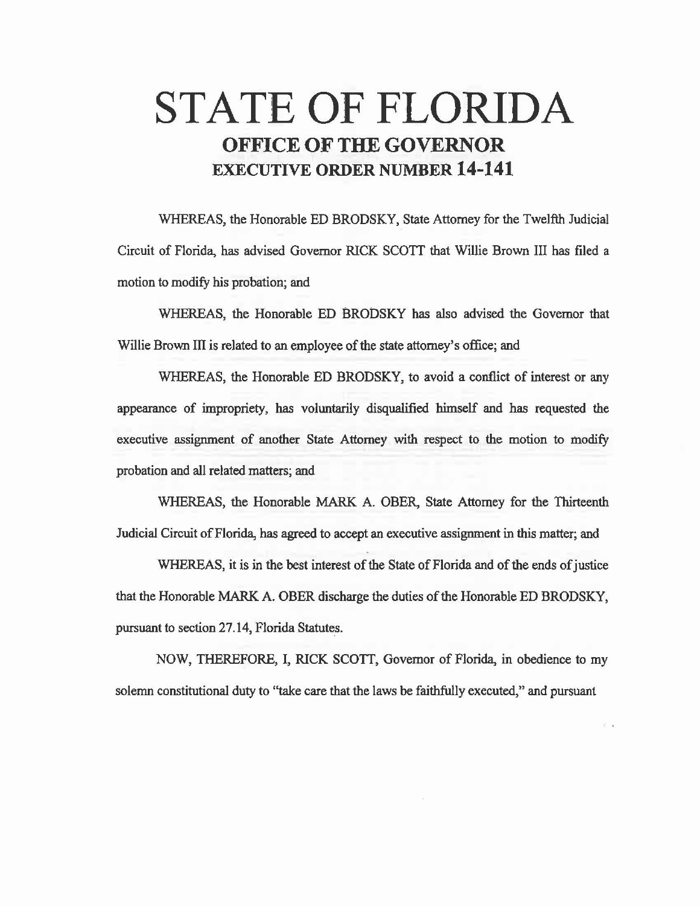# STATE OF FLORIDA

## OFFICE OF THE GOVERNOR

## EXECUTIVE ORDER NUMBER 14-141

WHEREAS, the Honorable ED BRODSKY, State Attorney for the Twelfth Judicial Circuit of Florida, has advised Governor RICK SCOTT that Willie Brown III has filed a motion to modify his probation; and

WHEREAS, the Honorable ED BRODSKY has also advised the Governor that Willie Brown III is related to an employee of the state attorney's office; and

WHEREAS, the Honorable ED BRODSKY, to avoid a conflict of interest or any appearance of impropriety, has voluntarily disqualified himself and has requested the executive assignment of another State Attorney with respect to the motion to modify probation and all related matters; and

WHEREAS, the Honorable MARK A. OBER, State Attorney for the Thirteenth Judicial Circuit of Florida, has agreed to accept an executive assignment in this matter; and

WHEREAS, it is in the best interest of the State of Florida and of the ends of justice that the Honorable MARK A. OBER discharge the duties of the Honorable ED BRODSKY, pursuant to section 27.14, Florida Statutes.

NOW, THEREFORE, I, RICK SCOTT, Governor of Florida, in obedience to my solemn constitutional duty to "take care that the laws be faithfully executed," and pursuant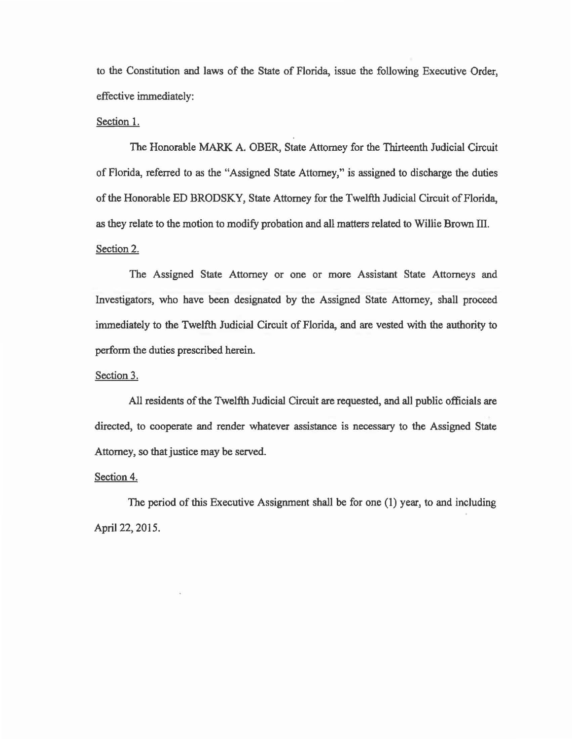to the Constitution and laws of the State of Florida, issue the following Executive Order, effective immediately:

Section 1.

The Honorable MARK A. OBER, State Attorney for the Thirteenth Judicial Circuit of Florida, referred to as the "Assigned State Attorney," is assigned to discharge the duties of the Honorable ED BRODSKY, State Attorney for the Twelfth Judicial Circuit of Florida, as they relate to the motion to modify probation and all matters related to Willie Brown III.

Section 2.

The Assigned State Attorney or one or more Assistant State Attorneys and Investigators, who have been designated by the Assigned State Attorney, shall proceed immediately to the Twelfth Judicial Circuit of Florida, and are vested with the authority to perform the duties prescribed herein.

Section 3.

All residents of the Twelfth Judicial Circuit are requested, and all public officials are directed, to cooperate and render whatever assistance is necessary to the Assigned State Attorney, so that justice may be served.

Section 4.

The period of this Executive Assignment shall be for one (1) year, to and including April 22, 2015.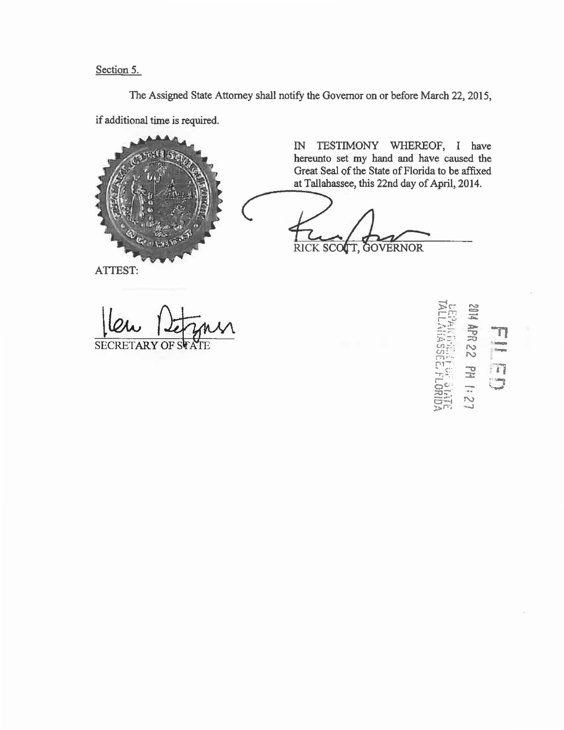Section 5.

The Assigned State Attorney shall notify the Governor on or before March 22, 2015, if additional time is required.

IN TESTIMONY WHEREOF, I have hereunto set my hand and have caused the Great Seal of the State of Florida to be affixed at Tallahassee, this 22nd day of April, 2014.

RICK SCOTT, GOVERNOR

ATTEST:

SECRETARY OF STATE

FILED

2014 APR 22 PM 1:27

DEPARTMENT OF STATE
TALLAHASSEE, FLORIDA